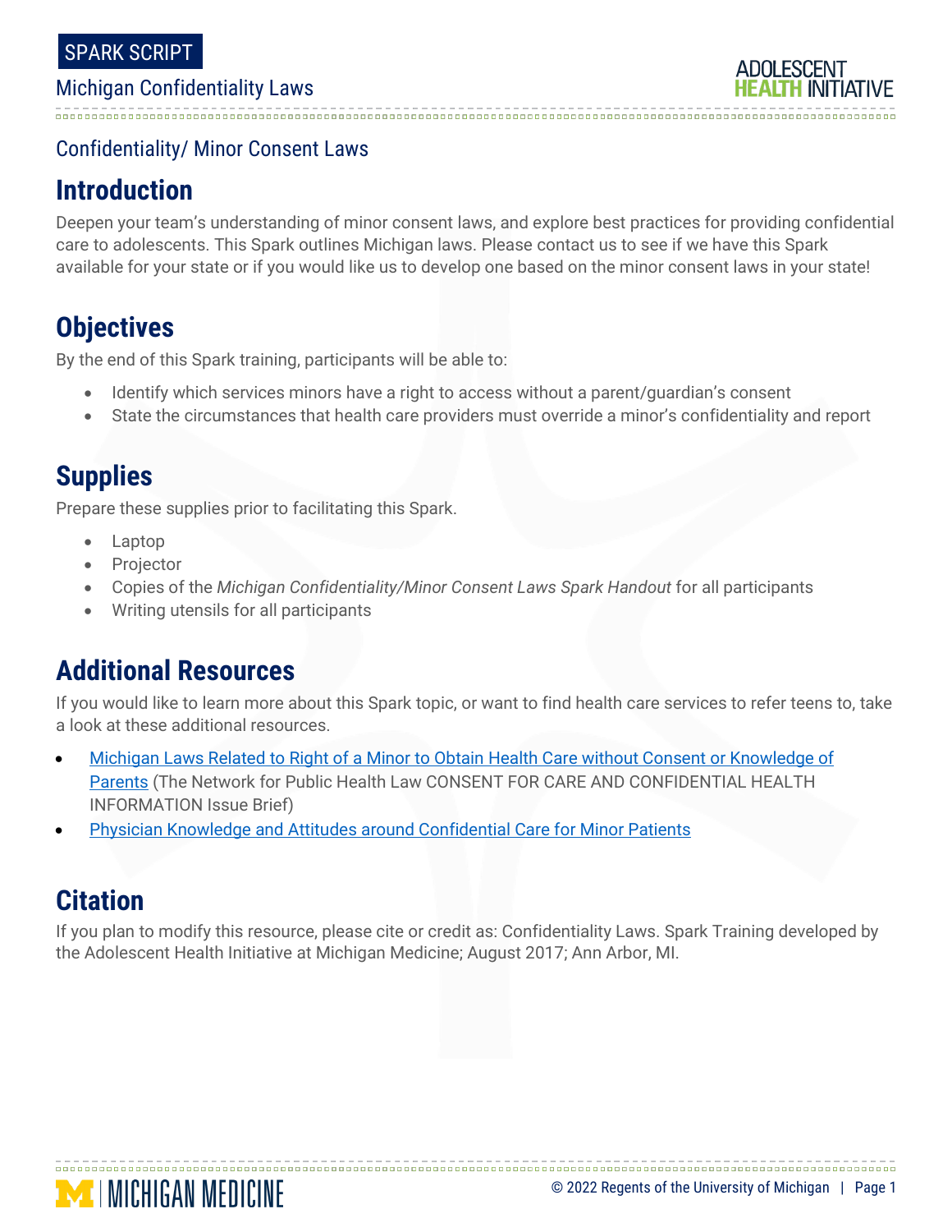SPARK SCRIPT

Michigan Confidentiality Laws

Confidentiality/ Minor Consent Laws

## Introduction

Deepen your team's understanding of minor consent laws, and explore best practices for providing confidential care to adolescents. This Spark outlines Michigan laws. Please contact us to see if we have this Spark available for your state or if you would like us to develop one based on the minor consent laws in your state!

## Objectives

By the end of this Spark training, participants will be able to:

- Identify which services minors have a right to access without a parent/guardian's consent
- State the circumstances that health care providers must override a minor's confidentiality and report

## Supplies

Prepare these supplies prior to facilitating this Spark.

- Laptop
- Projector
- Copies of the *Michigan Confidentiality/Minor Consent Laws Spark Handout* for all participants
- Writing utensils for all participants

## Additional Resources

If you would like to learn more about this Spark topic, or want to find health care services to refer teens to, take a look at these additional resources.

- Michigan Laws Related to Right of a Minor to Obtain Health Care without Consent or Knowledge of Parents (The Network for Public Health Law CONSENT FOR CARE AND CONFIDENTIAL HEALTH INFORMATION Issue Brief)
- Physician Knowledge and Attitudes around Confidential Care for Minor Patients

## Citation

If you plan to modify this resource, please cite or credit as: Confidentiality Laws. Spark Training developed by the Adolescent Health Initiative at Michigan Medicine; August 2017; Ann Arbor, MI.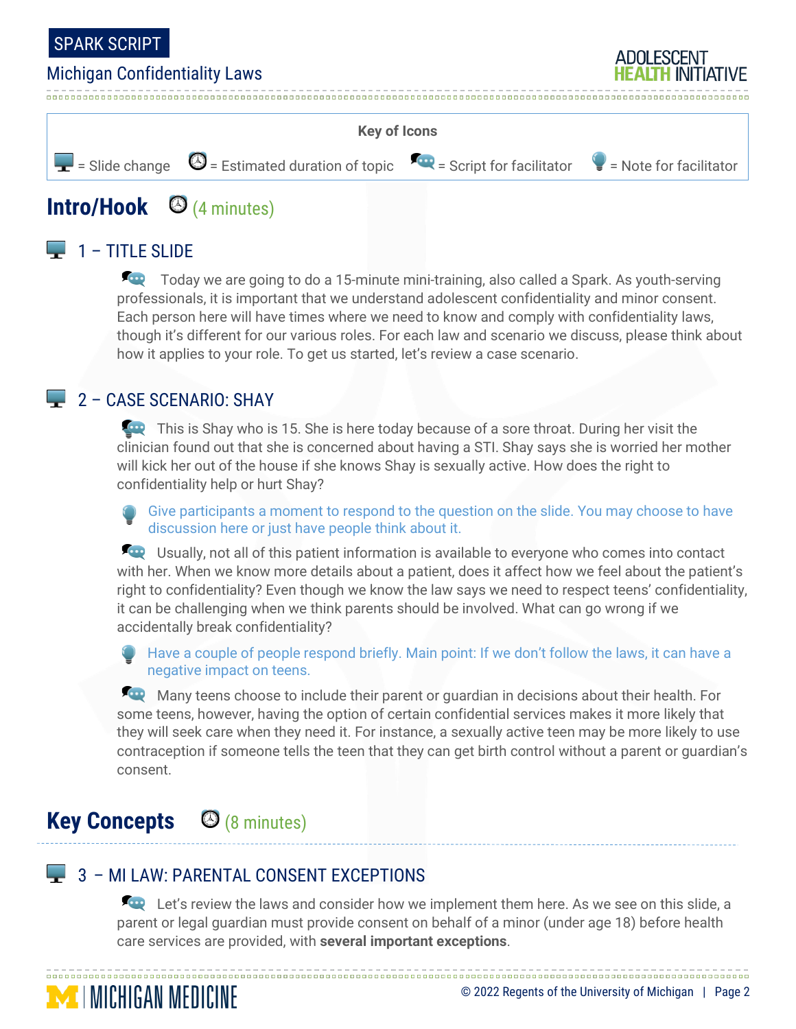**Key of Icons**

= Slide change = Estimated duration of topic = Script for facilitator = Note for facilitator

## Intro/Hook (4 minutes)

### 1 – TITLE SLIDE

Today we are going to do a 15-minute mini-training, also called a Spark. As youth-serving professionals, it is important that we understand adolescent confidentiality and minor consent. Each person here will have times where we need to know and comply with confidentiality laws, though it's different for our various roles. For each law and scenario we discuss, please think about how it applies to your role. To get us started, let's review a case scenario.

### 2 – CASE SCENARIO: SHAY

This is Shay who is 15. She is here today because of a sore throat. During her visit the clinician found out that she is concerned about having a STI. Shay says she is worried her mother will kick her out of the house if she knows Shay is sexually active. How does the right to confidentiality help or hurt Shay?

Give participants a moment to respond to the question on the slide. You may choose to have discussion here or just have people think about it.

Usually, not all of this patient information is available to everyone who comes into contact with her. When we know more details about a patient, does it affect how we feel about the patient's right to confidentiality? Even though we know the law says we need to respect teens' confidentiality, it can be challenging when we think parents should be involved. What can go wrong if we accidentally break confidentiality?

Have a couple of people respond briefly. Main point: If we don't follow the laws, it can have a negative impact on teens.

Many teens choose to include their parent or guardian in decisions about their health. For some teens, however, having the option of certain confidential services makes it more likely that they will seek care when they need it. For instance, a sexually active teen may be more likely to use contraception if someone tells the teen that they can get birth control without a parent or guardian's consent.

## Key Concepts (8 minutes)

### 3 – MI LAW: PARENTAL CONSENT EXCEPTIONS

Let's review the laws and consider how we implement them here. As we see on this slide, a parent or legal guardian must provide consent on behalf of a minor (under age 18) before health care services are provided, with **several important exceptions**.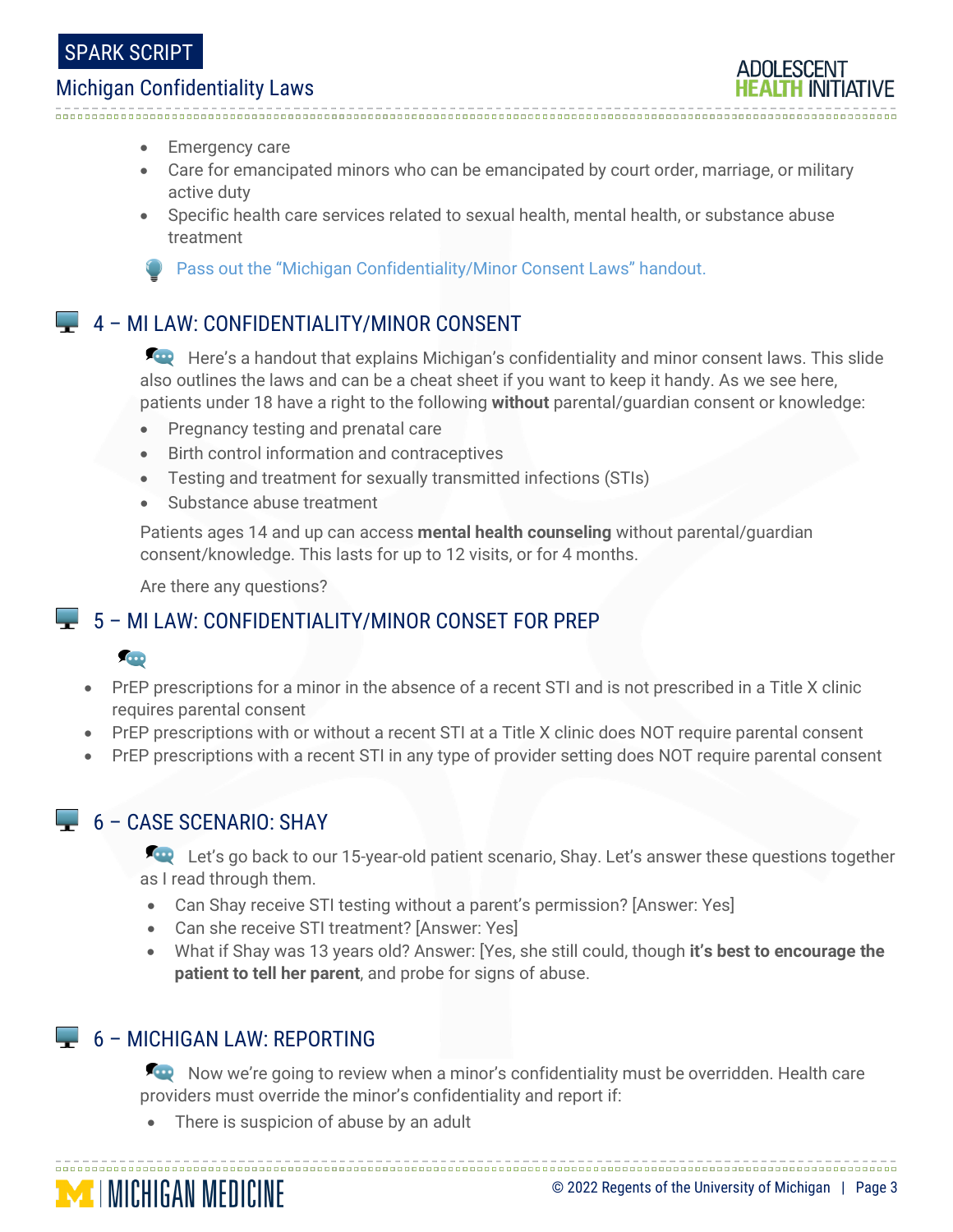- Emergency care
- Care for emancipated minors who can be emancipated by court order, marriage, or military active duty
- Specific health care services related to sexual health, mental health, or substance abuse treatment

Pass out the "Michigan Confidentiality/Minor Consent Laws" handout.

## 4 – MI LAW: CONFIDENTIALITY/MINOR CONSENT

Here's a handout that explains Michigan's confidentiality and minor consent laws. This slide also outlines the laws and can be a cheat sheet if you want to keep it handy. As we see here, patients under 18 have a right to the following **without** parental/guardian consent or knowledge:

- Pregnancy testing and prenatal care
- Birth control information and contraceptives
- Testing and treatment for sexually transmitted infections (STIs)
- Substance abuse treatment

Patients ages 14 and up can access **mental health counseling** without parental/guardian consent/knowledge. This lasts for up to 12 visits, or for 4 months.

Are there any questions?

## 5 – MI LAW: CONFIDENTIALITY/MINOR CONSET FOR PREP

- PrEP prescriptions for a minor in the absence of a recent STI and is not prescribed in a Title X clinic requires parental consent
- PrEP prescriptions with or without a recent STI at a Title X clinic does NOT require parental consent
- PrEP prescriptions with a recent STI in any type of provider setting does NOT require parental consent

## 6 – CASE SCENARIO: SHAY

Let's go back to our 15-year-old patient scenario, Shay. Let's answer these questions together as I read through them.

- Can Shay receive STI testing without a parent's permission? [Answer: Yes]
- Can she receive STI treatment? [Answer: Yes]
- What if Shay was 13 years old? Answer: [Yes, she still could, though **it's best to encourage the patient to tell her parent**, and probe for signs of abuse.

## 6 – MICHIGAN LAW: REPORTING

Now we're going to review when a minor's confidentiality must be overridden. Health care providers must override the minor's confidentiality and report if:

- There is suspicion of abuse by an adult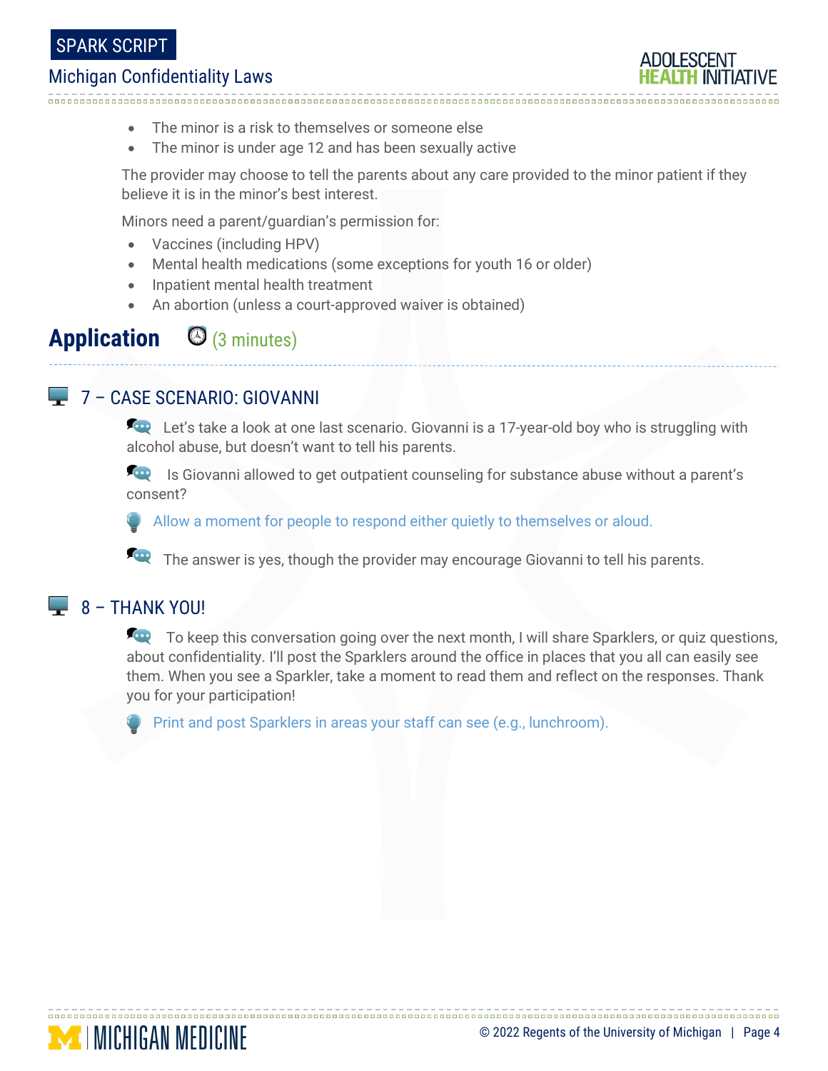- The minor is a risk to themselves or someone else
- The minor is under age 12 and has been sexually active

The provider may choose to tell the parents about any care provided to the minor patient if they believe it is in the minor's best interest.

Minors need a parent/guardian's permission for:

- Vaccines (including HPV)
- Mental health medications (some exceptions for youth 16 or older)
- Inpatient mental health treatment
- An abortion (unless a court-approved waiver is obtained)

## Application (3 minutes)

### 7 – CASE SCENARIO: GIOVANNI

Let's take a look at one last scenario. Giovanni is a 17-year-old boy who is struggling with alcohol abuse, but doesn't want to tell his parents.

Is Giovanni allowed to get outpatient counseling for substance abuse without a parent's consent?

Allow a moment for people to respond either quietly to themselves or aloud.

The answer is yes, though the provider may encourage Giovanni to tell his parents.

### 8 – THANK YOU!

To keep this conversation going over the next month, I will share Sparklers, or quiz questions, about confidentiality. I'll post the Sparklers around the office in places that you all can easily see them. When you see a Sparkler, take a moment to read them and reflect on the responses. Thank you for your participation!

Print and post Sparklers in areas your staff can see (e.g., lunchroom).